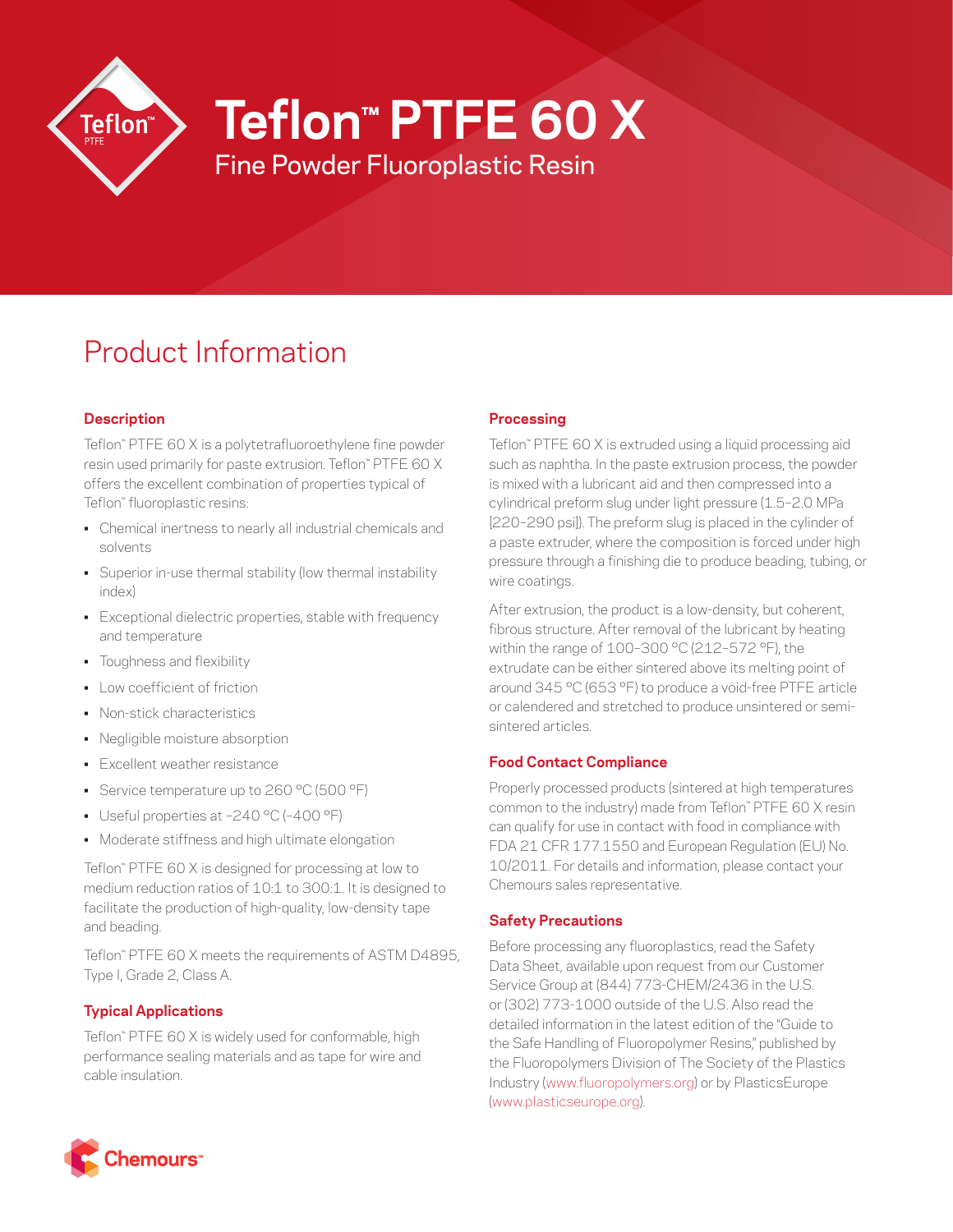# Teflon™ PTFE 60 X

## Fine Powder Fluoroplastic Resin

# Product Information

### Description

Teflon™ PTFE 60 X is a polytetrafluoroethylene fine powder resin used primarily for paste extrusion. Teflon™ PTFE 60 X offers the excellent combination of properties typical of Teflon™ fluoroplastic resins:

- Chemical inertness to nearly all industrial chemicals and solvents
- Superior in-use thermal stability (low thermal instability index)
- Exceptional dielectric properties, stable with frequency and temperature
- Toughness and flexibility
- Low coefficient of friction
- Non-stick characteristics
- Negligible moisture absorption
- Excellent weather resistance
- Service temperature up to 260 °C (500 °F)
- Useful properties at −240 °C (−400 °F)
- Moderate stiffness and high ultimate elongation

Teflon™ PTFE 60 X is designed for processing at low to medium reduction ratios of 10:1 to 300:1. It is designed to facilitate the production of high-quality, low-density tape and beading.

Teflon™ PTFE 60 X meets the requirements of ASTM D4895, Type I, Grade 2, Class A.

### Typical Applications

Teflon™ PTFE 60 X is widely used for conformable, high performance sealing materials and as tape for wire and cable insulation.

### Processing

Teflon™ PTFE 60 X is extruded using a liquid processing aid such as naphtha. In the paste extrusion process, the powder is mixed with a lubricant aid and then compressed into a cylindrical preform slug under light pressure (1.5–2.0 MPa [220–290 psi]). The preform slug is placed in the cylinder of a paste extruder, where the composition is forced under high pressure through a finishing die to produce beading, tubing, or wire coatings.

After extrusion, the product is a low-density, but coherent, fibrous structure. After removal of the lubricant by heating within the range of 100–300 °C (212–572 °F), the extrudate can be either sintered above its melting point of around 345 °C (653 °F) to produce a void-free PTFE article or calendered and stretched to produce unsintered or semi-sintered articles.

### Food Contact Compliance

Properly processed products (sintered at high temperatures common to the industry) made from Teflon™ PTFE 60 X resin can qualify for use in contact with food in compliance with FDA 21 CFR 177.1550 and European Regulation (EU) No. 10/2011. For details and information, please contact your Chemours sales representative.

### Safety Precautions

Before processing any fluoroplastics, read the Safety Data Sheet, available upon request from our Customer Service Group at (844) 773-CHEM/2436 in the U.S. or (302) 773-1000 outside of the U.S. Also read the detailed information in the latest edition of the "Guide to the Safe Handling of Fluoropolymer Resins," published by the Fluoropolymers Division of The Society of the Plastics Industry (www.fluoropolymers.org) or by PlasticsEurope (www.plasticseurope.org).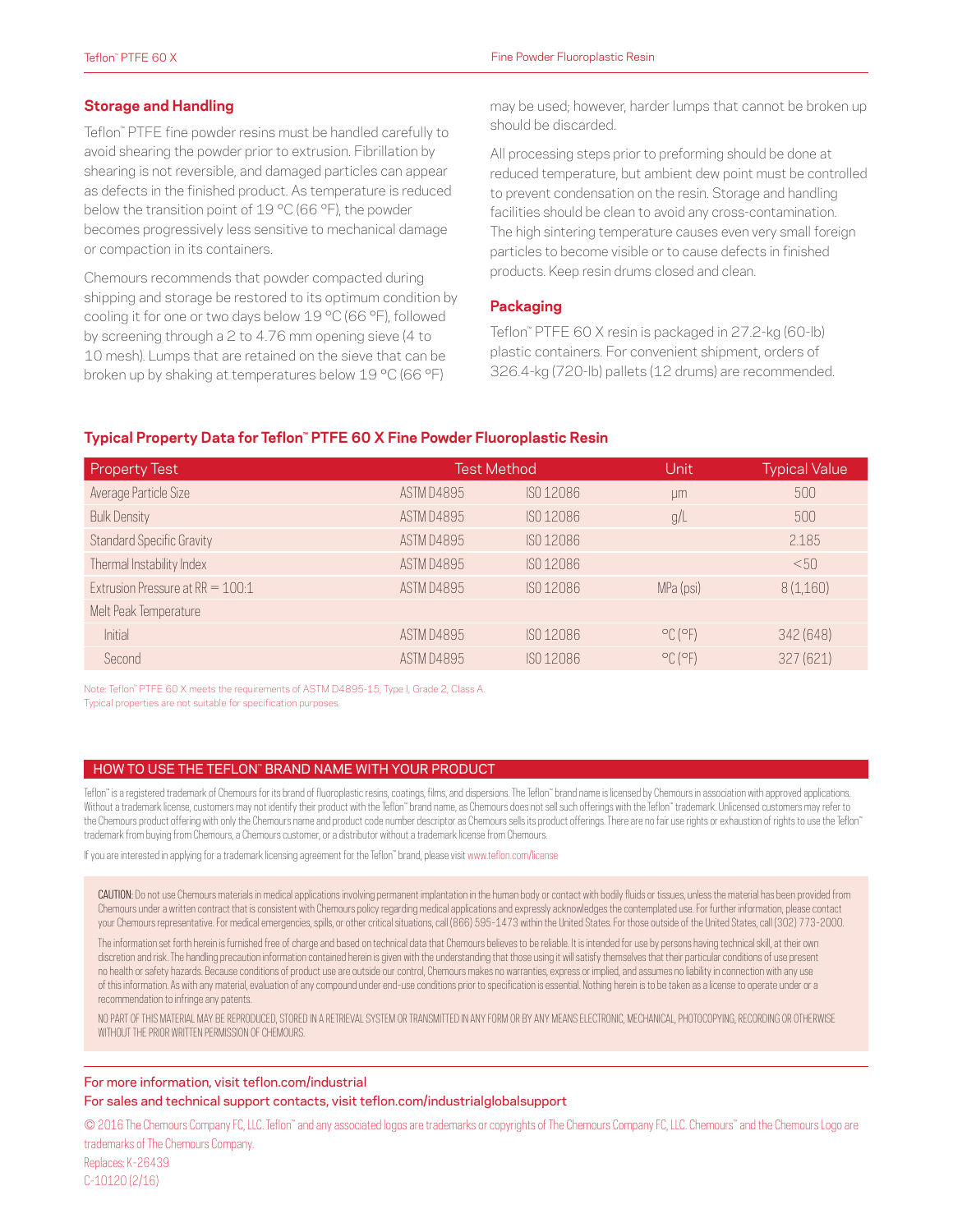## Storage and Handling

Teflon™ PTFE fine powder resins must be handled carefully to avoid shearing the powder prior to extrusion. Fibrillation by shearing is not reversible, and damaged particles can appear as defects in the finished product. As temperature is reduced below the transition point of 19 °C (66 °F), the powder becomes progressively less sensitive to mechanical damage or compaction in its containers.

Chemours recommends that powder compacted during shipping and storage be restored to its optimum condition by cooling it for one or two days below 19 °C (66 °F), followed by screening through a 2 to 4.76 mm opening sieve (4 to 10 mesh). Lumps that are retained on the sieve that can be broken up by shaking at temperatures below 19 °C (66 °F) may be used; however, harder lumps that cannot be broken up should be discarded.

All processing steps prior to preforming should be done at reduced temperature, but ambient dew point must be controlled to prevent condensation on the resin. Storage and handling facilities should be clean to avoid any cross-contamination. The high sintering temperature causes even very small foreign particles to become visible or to cause defects in finished products. Keep resin drums closed and clean.

## Packaging

Teflon™ PTFE 60 X resin is packaged in 27.2-kg (60-lb) plastic containers. For convenient shipment, orders of 326.4-kg (720-lb) pallets (12 drums) are recommended.

## Typical Property Data for Teflon™ PTFE 60 X Fine Powder Fluoroplastic Resin

| Property Test | Test Method | | Unit | Typical Value |
|---|---|---|---|---|
| Average Particle Size | ASTM D4895 | ISO 12086 | µm | 500 |
| Bulk Density | ASTM D4895 | ISO 12086 | g/L | 500 |
| Standard Specific Gravity | ASTM D4895 | ISO 12086 | | 2.185 |
| Thermal Instability Index | ASTM D4895 | ISO 12086 | | <50 |
| Extrusion Pressure at RR = 100:1 | ASTM D4895 | ISO 12086 | MPa (psi) | 8 (1,160) |
| Melt Peak Temperature | | | | |
| Initial | ASTM D4895 | ISO 12086 | °C (°F) | 342 (648) |
| Second | ASTM D4895 | ISO 12086 | °C (°F) | 327 (621) |

Note: Teflon™ PTFE 60 X meets the requirements of ASTM D4895-15, Type I, Grade 2, Class A.
Typical properties are not suitable for specification purposes.

## HOW TO USE THE TEFLON™ BRAND NAME WITH YOUR PRODUCT

Teflon™ is a registered trademark of Chemours for its brand of fluoroplastic resins, coatings, films, and dispersions. The Teflon™ brand name is licensed by Chemours in association with approved applications. Without a trademark license, customers may not identify their product with the Teflon™ brand name, as Chemours does not sell such offerings with the Teflon™ trademark. Unlicensed customers may refer to the Chemours product offering with only the Chemours name and product code number descriptor as Chemours sells its product offerings. There are no fair use rights or exhaustion of rights to use the Teflon™ trademark from buying from Chemours, a Chemours customer, or a distributor without a trademark license from Chemours.

If you are interested in applying for a trademark licensing agreement for the Teflon™ brand, please visit www.teflon.com/license

CAUTION: Do not use Chemours materials in medical applications involving permanent implantation in the human body or contact with bodily fluids or tissues, unless the material has been provided from Chemours under a written contract that is consistent with Chemours policy regarding medical applications and expressly acknowledges the contemplated use. For further information, please contact your Chemours representative. For medical emergencies, spills, or other critical situations, call (866) 595-1473 within the United States. For those outside of the United States, call (302) 773-2000.

The information set forth herein is furnished free of charge and based on technical data that Chemours believes to be reliable. It is intended for use by persons having technical skill, at their own discretion and risk. The handling precaution information contained herein is given with the understanding that those using it will satisfy themselves that their particular conditions of use present no health or safety hazards. Because conditions of product use are outside our control, Chemours makes no warranties, express or implied, and assumes no liability in connection with any use of this information. As with any material, evaluation of any compound under end-use conditions prior to specification is essential. Nothing herein is to be taken as a license to operate under or a recommendation to infringe any patents.

NO PART OF THIS MATERIAL MAY BE REPRODUCED, STORED IN A RETRIEVAL SYSTEM OR TRANSMITTED IN ANY FORM OR BY ANY MEANS ELECTRONIC, MECHANICAL, PHOTOCOPYING, RECORDING OR OTHERWISE WITHOUT THE PRIOR WRITTEN PERMISSION OF CHEMOURS.

For more information, visit teflon.com/industrial
For sales and technical support contacts, visit teflon.com/industrialglobalsupport

© 2016 The Chemours Company FC, LLC. Teflon™ and any associated logos are trademarks or copyrights of The Chemours Company FC, LLC. Chemours™ and the Chemours Logo are trademarks of The Chemours Company.
Replaces: K-26439
C-10120 (2/16)